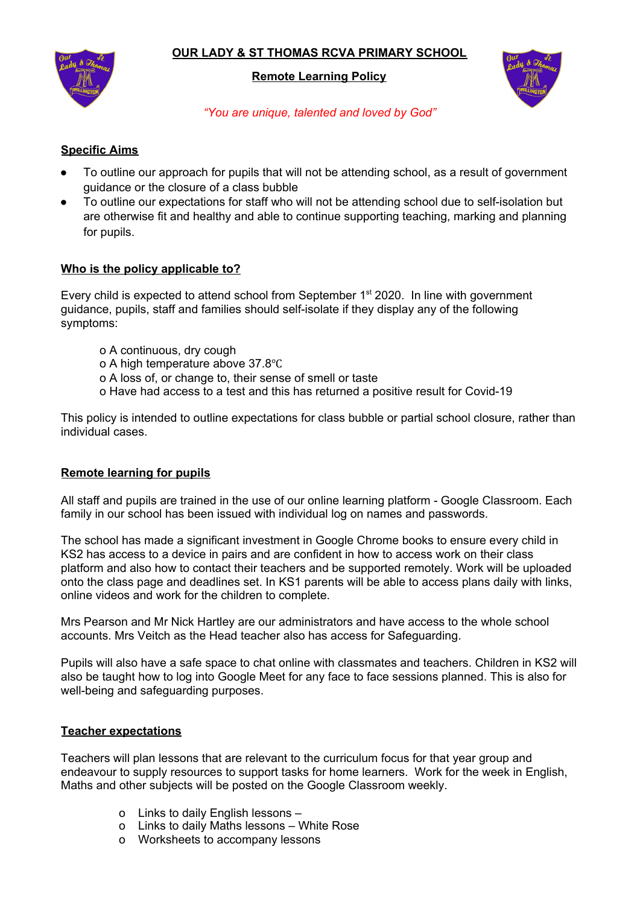# OUR LADY & ST THOMAS RCVA PRIMARY SCHOOL

## Remote Learning Policy

*"You are unique, talented and loved by God"*

### Specific Aims

- To outline our approach for pupils that will not be attending school, as a result of government guidance or the closure of a class bubble
- To outline our expectations for staff who will not be attending school due to self-isolation but are otherwise fit and healthy and able to continue supporting teaching, marking and planning for pupils.

### Who is the policy applicable to?

Every child is expected to attend school from September 1st 2020. In line with government guidance, pupils, staff and families should self-isolate if they display any of the following symptoms:

- A continuous, dry cough
- A high temperature above 37.8℃
- A loss of, or change to, their sense of smell or taste
- Have had access to a test and this has returned a positive result for Covid-19

This policy is intended to outline expectations for class bubble or partial school closure, rather than individual cases.

### Remote learning for pupils

All staff and pupils are trained in the use of our online learning platform - Google Classroom. Each family in our school has been issued with individual log on names and passwords.

The school has made a significant investment in Google Chrome books to ensure every child in KS2 has access to a device in pairs and are confident in how to access work on their class platform and also how to contact their teachers and be supported remotely. Work will be uploaded onto the class page and deadlines set. In KS1 parents will be able to access plans daily with links, online videos and work for the children to complete.

Mrs Pearson and Mr Nick Hartley are our administrators and have access to the whole school accounts. Mrs Veitch as the Head teacher also has access for Safeguarding.

Pupils will also have a safe space to chat online with classmates and teachers. Children in KS2 will also be taught how to log into Google Meet for any face to face sessions planned. This is also for well-being and safeguarding purposes.

### Teacher expectations

Teachers will plan lessons that are relevant to the curriculum focus for that year group and endeavour to supply resources to support tasks for home learners. Work for the week in English, Maths and other subjects will be posted on the Google Classroom weekly.

- Links to daily English lessons –
- Links to daily Maths lessons – White Rose
- Worksheets to accompany lessons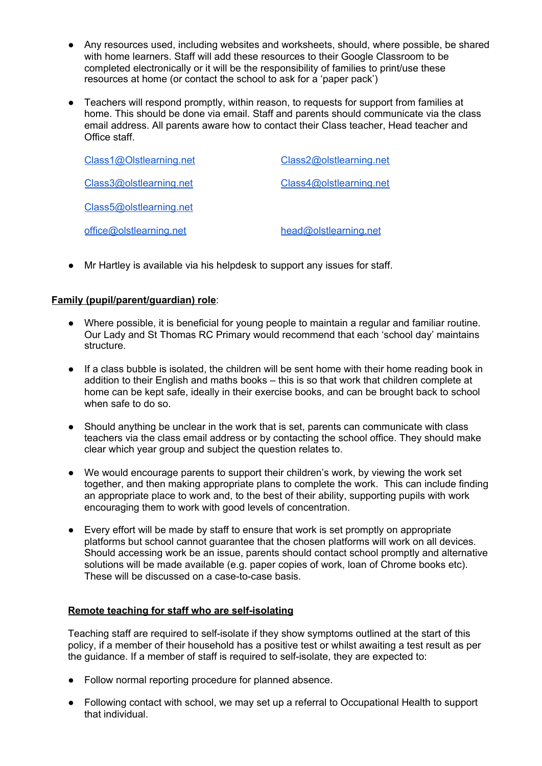- Any resources used, including websites and worksheets, should, where possible, be shared with home learners. Staff will add these resources to their Google Classroom to be completed electronically or it will be the responsibility of families to print/use these resources at home (or contact the school to ask for a 'paper pack')

- Teachers will respond promptly, within reason, to requests for support from families at home. This should be done via email. Staff and parents should communicate via the class email address. All parents aware how to contact their Class teacher, Head teacher and Office staff.

  Class1@Olstlearning.net    Class2@olstlearning.net

  Class3@olstlearning.net    Class4@olstlearning.net

  Class5@olstlearning.net

  office@olstlearning.net    head@olstlearning.net

- Mr Hartley is available via his helpdesk to support any issues for staff.

**Family (pupil/parent/guardian) role**:

- Where possible, it is beneficial for young people to maintain a regular and familiar routine. Our Lady and St Thomas RC Primary would recommend that each 'school day' maintains structure.

- If a class bubble is isolated, the children will be sent home with their home reading book in addition to their English and maths books – this is so that work that children complete at home can be kept safe, ideally in their exercise books, and can be brought back to school when safe to do so.

- Should anything be unclear in the work that is set, parents can communicate with class teachers via the class email address or by contacting the school office. They should make clear which year group and subject the question relates to.

- We would encourage parents to support their children's work, by viewing the work set together, and then making appropriate plans to complete the work. This can include finding an appropriate place to work and, to the best of their ability, supporting pupils with work encouraging them to work with good levels of concentration.

- Every effort will be made by staff to ensure that work is set promptly on appropriate platforms but school cannot guarantee that the chosen platforms will work on all devices. Should accessing work be an issue, parents should contact school promptly and alternative solutions will be made available (e.g. paper copies of work, loan of Chrome books etc). These will be discussed on a case-to-case basis.

**Remote teaching for staff who are self-isolating**

Teaching staff are required to self-isolate if they show symptoms outlined at the start of this policy, if a member of their household has a positive test or whilst awaiting a test result as per the guidance. If a member of staff is required to self-isolate, they are expected to:

- Follow normal reporting procedure for planned absence.

- Following contact with school, we may set up a referral to Occupational Health to support that individual.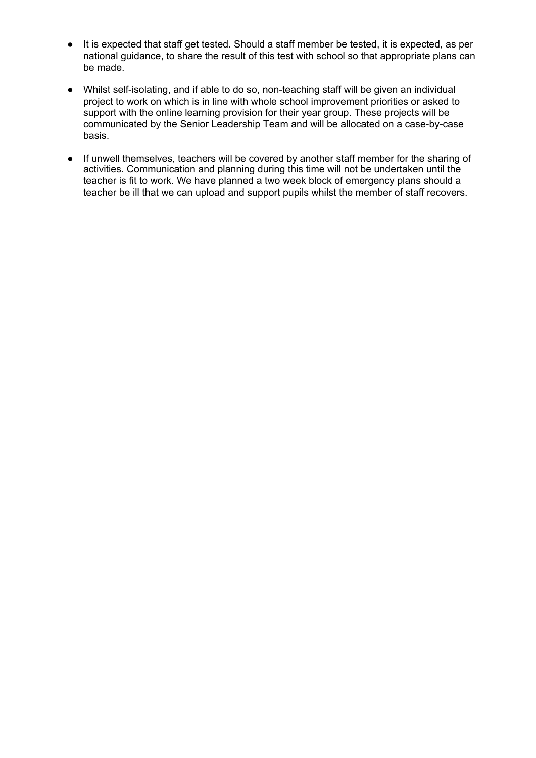- It is expected that staff get tested. Should a staff member be tested, it is expected, as per national guidance, to share the result of this test with school so that appropriate plans can be made.

- Whilst self-isolating, and if able to do so, non-teaching staff will be given an individual project to work on which is in line with whole school improvement priorities or asked to support with the online learning provision for their year group. These projects will be communicated by the Senior Leadership Team and will be allocated on a case-by-case basis.

- If unwell themselves, teachers will be covered by another staff member for the sharing of activities. Communication and planning during this time will not be undertaken until the teacher is fit to work. We have planned a two week block of emergency plans should a teacher be ill that we can upload and support pupils whilst the member of staff recovers.